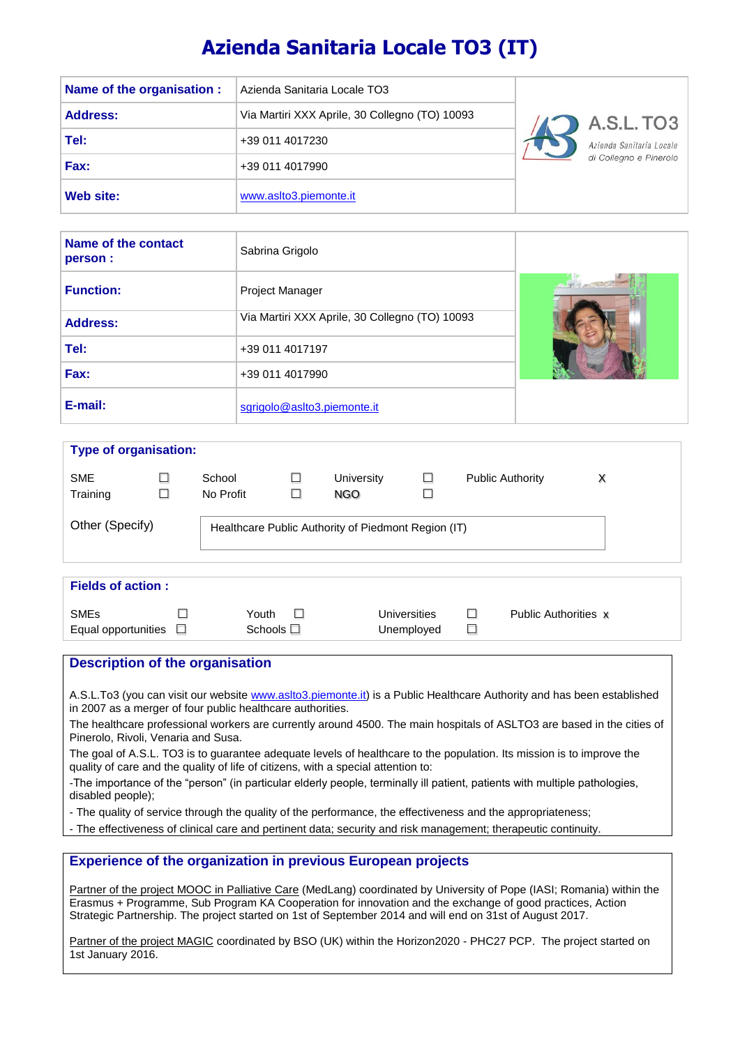# Azienda Sanitaria Locale TO3 (IT)

| | |
|---|---|
| **Name of the organisation :** | Azienda Sanitaria Locale TO3 |
| **Address:** | Via Martiri XXX Aprile, 30 Collegno (TO) 10093 |
| **Tel:** | +39 011 4017230 |
| **Fax:** | +39 011 4017990 |
| **Web site:** | www.aslto3.piemonte.it |

A.S.L. TO3
Azienda Sanitaria Locale di Collegno e Pinerolo

| | |
|---|---|
| **Name of the contact person :** | Sabrina Grigolo |
| **Function:** | Project Manager |
| **Address:** | Via Martiri XXX Aprile, 30 Collegno (TO) 10093 |
| **Tel:** | +39 011 4017197 |
| **Fax:** | +39 011 4017990 |
| **E-mail:** | sgrigolo@aslto3.piemonte.it |

## Type of organisation:

| | | | | | | | |
|---|---|---|---|---|---|---|---|
| SME | ☐ | School | ☐ | University | ☐ | Public Authority | X |
| Training | ☐ | No Profit | ☐ | NGO | ☐ | | |

Other (Specify): Healthcare Public Authority of Piedmont Region (IT)

## Fields of action :

| | | | | | | |
|---|---|---|---|---|---|---|
| SMEs | ☐ | Youth ☐ | Universities | ☐ | Public Authorities | x |
| Equal opportunities | ☐ | Schools ☐ | Unemployed | ☐ | | |

## Description of the organisation

A.S.L.To3 (you can visit our website www.aslto3.piemonte.it) is a Public Healthcare Authority and has been established in 2007 as a merger of four public healthcare authorities.

The healthcare professional workers are currently around 4500. The main hospitals of ASLTO3 are based in the cities of Pinerolo, Rivoli, Venaria and Susa.

The goal of A.S.L. TO3 is to guarantee adequate levels of healthcare to the population. Its mission is to improve the quality of care and the quality of life of citizens, with a special attention to:

-The importance of the "person" (in particular elderly people, terminally ill patient, patients with multiple pathologies, disabled people);

- The quality of service through the quality of the performance, the effectiveness and the appropriateness;
- The effectiveness of clinical care and pertinent data; security and risk management; therapeutic continuity.

## Experience of the organization in previous European projects

Partner of the project MOOC in Palliative Care (MedLang) coordinated by University of Pope (IASI; Romania) within the Erasmus + Programme, Sub Program KA Cooperation for innovation and the exchange of good practices, Action Strategic Partnership. The project started on 1st of September 2014 and will end on 31st of August 2017.

Partner of the project MAGIC coordinated by BSO (UK) within the Horizon2020 - PHC27 PCP. The project started on 1st January 2016.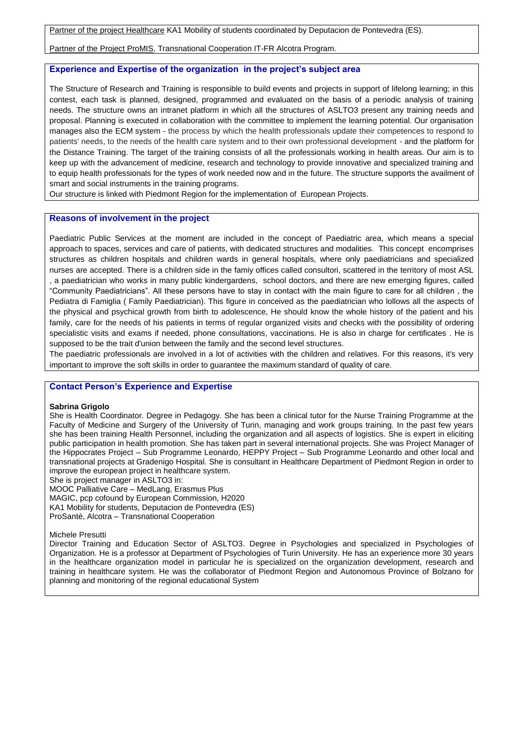Partner of the project Healthcare KA1 Mobility of students coordinated by Deputacion de Pontevedra (ES).

Partner of the Project ProMIS, Transnational Cooperation IT-FR Alcotra Program.

## Experience and Expertise of the organization in the project's subject area

The Structure of Research and Training is responsible to build events and projects in support of lifelong learning; in this contest, each task is planned, designed, programmed and evaluated on the basis of a periodic analysis of training needs. The structure owns an intranet platform in which all the structures of ASLTO3 present any training needs and proposal. Planning is executed in collaboration with the committee to implement the learning potential. Our organisation manages also the ECM system - the process by which the health professionals update their competences to respond to patients' needs, to the needs of the health care system and to their own professional development - and the platform for the Distance Training. The target of the training consists of all the professionals working in health areas. Our aim is to keep up with the advancement of medicine, research and technology to provide innovative and specialized training and to equip health professionals for the types of work needed now and in the future. The structure supports the availment of smart and social instruments in the training programs.
Our structure is linked with Piedmont Region for the implementation of European Projects.

## Reasons of involvement in the project

Paediatric Public Services at the moment are included in the concept of Paediatric area, which means a special approach to spaces, services and care of patients, with dedicated structures and modalities. This concept encomprises structures as children hospitals and children wards in general hospitals, where only paediatricians and specialized nurses are accepted. There is a children side in the famiy offices called consultori, scattered in the territory of most ASL , a paediatrician who works in many public kindergardens, school doctors, and there are new emerging figures, called "Community Paediatricians". All these persons have to stay in contact with the main figure to care for all children , the Pediatra di Famiglia ( Family Paediatrician). This figure in conceived as the paediatrician who lollows all the aspects of the physical and psychical growth from birth to adolescence, He should know the whole history of the patient and his family, care for the needs of his patients in terms of regular organized visits and checks with the possibility of ordering specialistic visits and exams if needed, phone consultations, vaccinations. He is also in charge for certificates . He is supposed to be the trait d'union between the family and the second level structures.
The paediatric professionals are involved in a lot of activities with the children and relatives. For this reasons, it's very important to improve the soft skills in order to guarantee the maximum standard of quality of care.

## Contact Person's Experience and Expertise

**Sabrina Grigolo**
She is Health Coordinator. Degree in Pedagogy. She has been a clinical tutor for the Nurse Training Programme at the Faculty of Medicine and Surgery of the University of Turin, managing and work groups training. In the past few years she has been training Health Personnel, including the organization and all aspects of logistics. She is expert in eliciting public participation in health promotion. She has taken part in several international projects. She was Project Manager of the Hippocrates Project – Sub Programme Leonardo, HEPPY Project – Sub Programme Leonardo and other local and transnational projects at Gradenigo Hospital. She is consultant in Healthcare Department of Piedmont Region in order to improve the european project in healthcare system.
She is project manager in ASLTO3 in:
MOOC Palliative Care – MedLang, Erasmus Plus
MAGIC, pcp cofound by European Commission, H2020
KA1 Mobility for students, Deputacion de Pontevedra (ES)
ProSantè, Alcotra – Transnational Cooperation

Michele Presutti
Director Training and Education Sector of ASLTO3. Degree in Psychologies and specialized in Psychologies of Organization. He is a professor at Department of Psychologies of Turin University. He has an experience more 30 years in the healthcare organization model in particular he is specialized on the organization development, research and training in healthcare system. He was the collaborator of Piedmont Region and Autonomous Province of Bolzano for planning and monitoring of the regional educational System